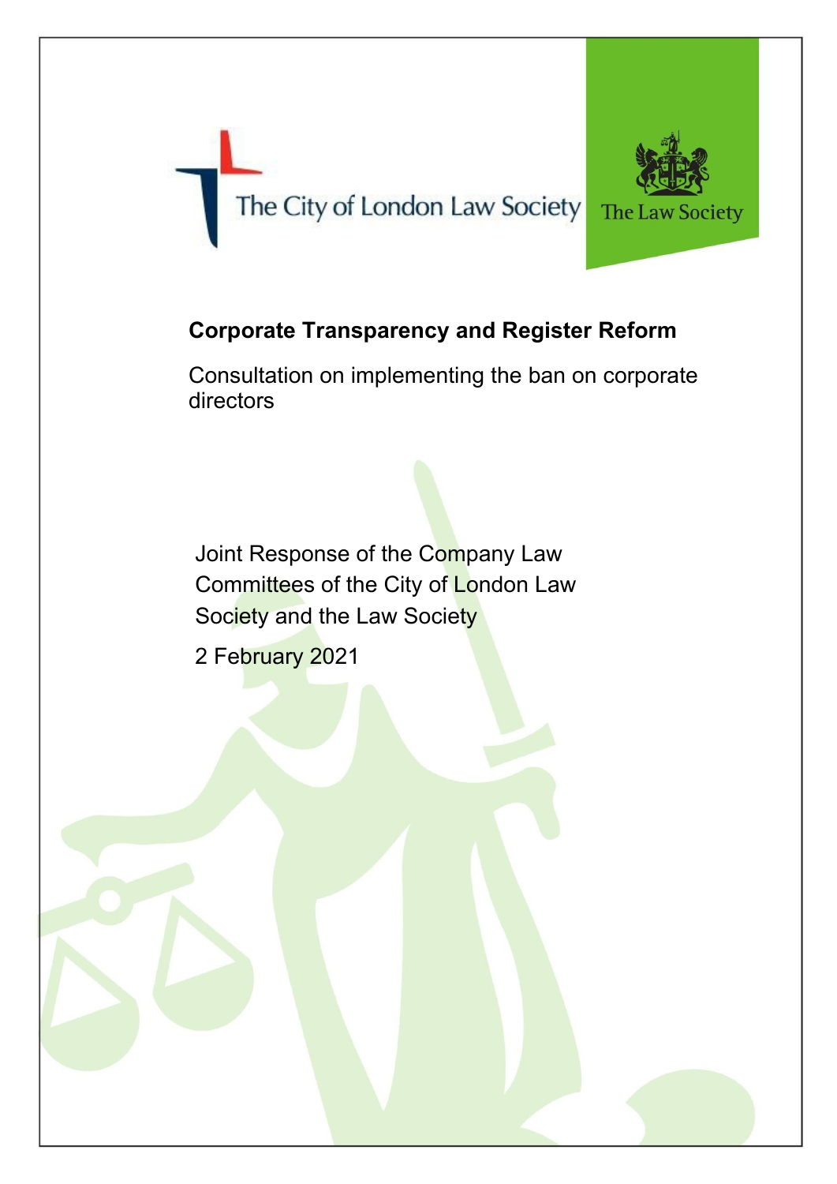The City of London Law Society

The Law Society

# Corporate Transparency and Register Reform

Consultation on implementing the ban on corporate directors

Joint Response of the Company Law Committees of the City of London Law Society and the Law Society

2 February 2021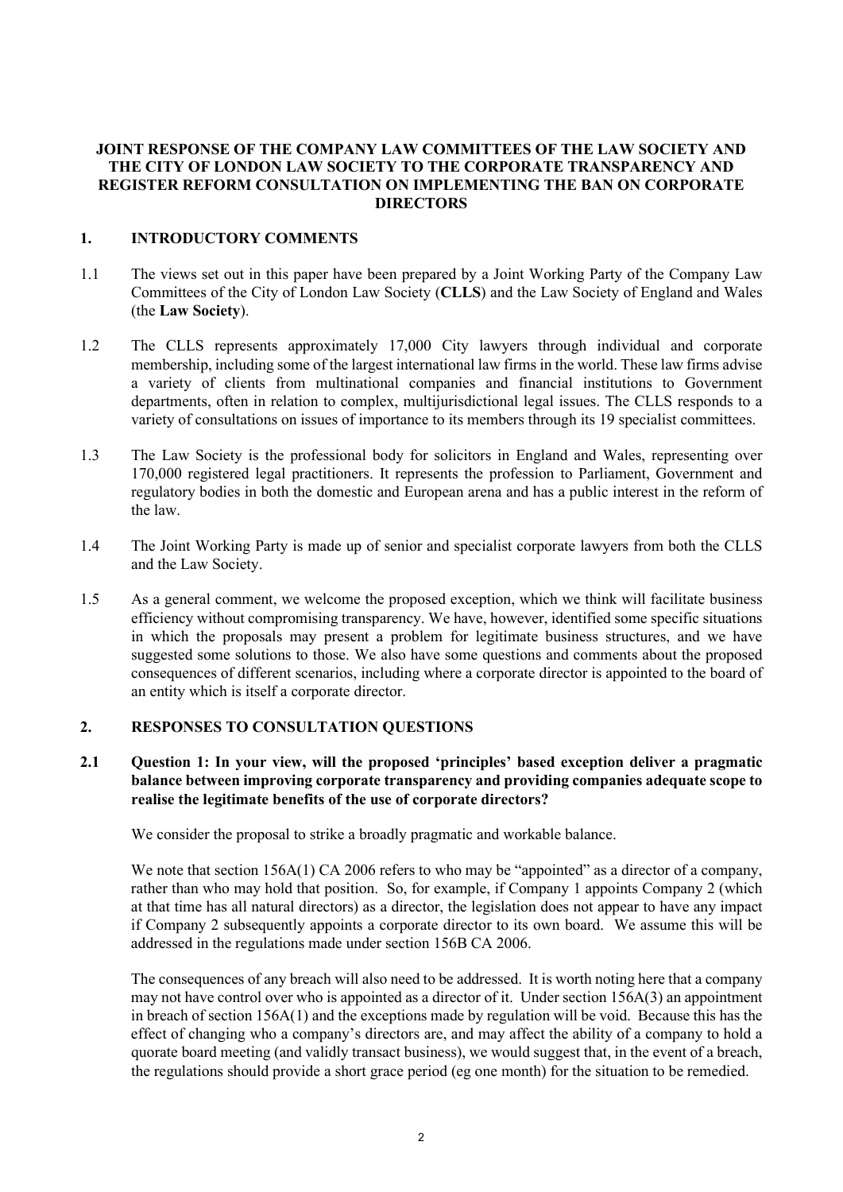**JOINT RESPONSE OF THE COMPANY LAW COMMITTEES OF THE LAW SOCIETY AND THE CITY OF LONDON LAW SOCIETY TO THE CORPORATE TRANSPARENCY AND REGISTER REFORM CONSULTATION ON IMPLEMENTING THE BAN ON CORPORATE DIRECTORS**

## 1. INTRODUCTORY COMMENTS

1.1 The views set out in this paper have been prepared by a Joint Working Party of the Company Law Committees of the City of London Law Society (**CLLS**) and the Law Society of England and Wales (the **Law Society**).

1.2 The CLLS represents approximately 17,000 City lawyers through individual and corporate membership, including some of the largest international law firms in the world. These law firms advise a variety of clients from multinational companies and financial institutions to Government departments, often in relation to complex, multijurisdictional legal issues. The CLLS responds to a variety of consultations on issues of importance to its members through its 19 specialist committees.

1.3 The Law Society is the professional body for solicitors in England and Wales, representing over 170,000 registered legal practitioners. It represents the profession to Parliament, Government and regulatory bodies in both the domestic and European arena and has a public interest in the reform of the law.

1.4 The Joint Working Party is made up of senior and specialist corporate lawyers from both the CLLS and the Law Society.

1.5 As a general comment, we welcome the proposed exception, which we think will facilitate business efficiency without compromising transparency. We have, however, identified some specific situations in which the proposals may present a problem for legitimate business structures, and we have suggested some solutions to those. We also have some questions and comments about the proposed consequences of different scenarios, including where a corporate director is appointed to the board of an entity which is itself a corporate director.

## 2. RESPONSES TO CONSULTATION QUESTIONS

**2.1 Question 1: In your view, will the proposed 'principles' based exception deliver a pragmatic balance between improving corporate transparency and providing companies adequate scope to realise the legitimate benefits of the use of corporate directors?**

We consider the proposal to strike a broadly pragmatic and workable balance.

We note that section 156A(1) CA 2006 refers to who may be "appointed" as a director of a company, rather than who may hold that position. So, for example, if Company 1 appoints Company 2 (which at that time has all natural directors) as a director, the legislation does not appear to have any impact if Company 2 subsequently appoints a corporate director to its own board. We assume this will be addressed in the regulations made under section 156B CA 2006.

The consequences of any breach will also need to be addressed. It is worth noting here that a company may not have control over who is appointed as a director of it. Under section 156A(3) an appointment in breach of section 156A(1) and the exceptions made by regulation will be void. Because this has the effect of changing who a company's directors are, and may affect the ability of a company to hold a quorate board meeting (and validly transact business), we would suggest that, in the event of a breach, the regulations should provide a short grace period (eg one month) for the situation to be remedied.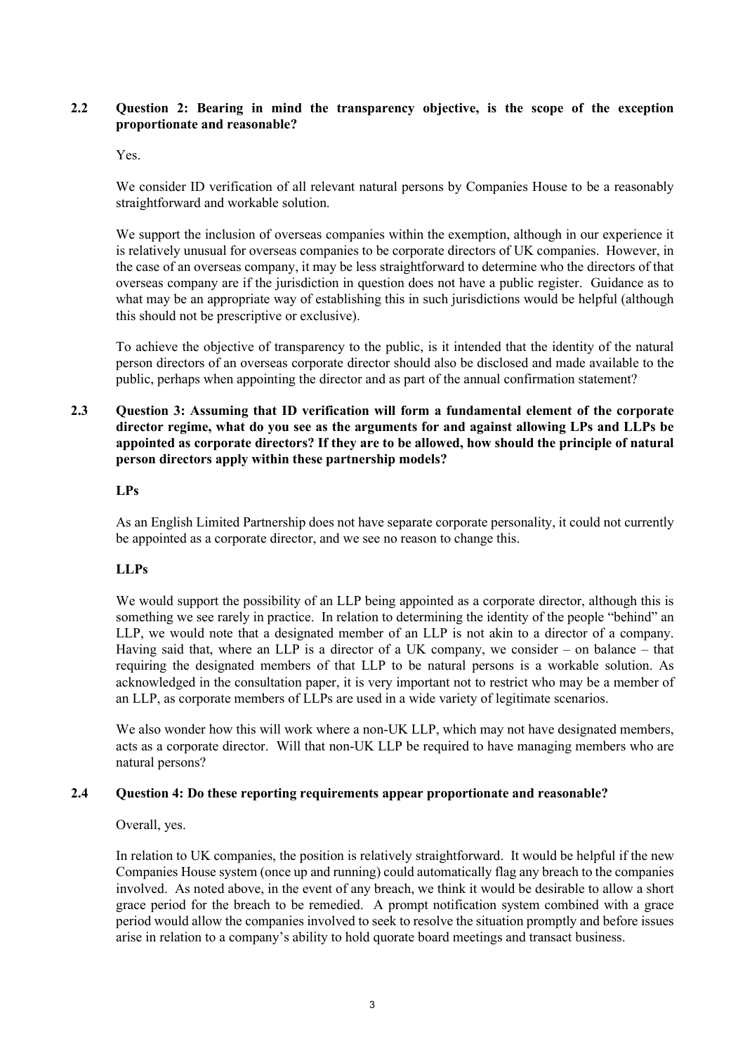### 2.2 Question 2: Bearing in mind the transparency objective, is the scope of the exception proportionate and reasonable?

Yes.

We consider ID verification of all relevant natural persons by Companies House to be a reasonably straightforward and workable solution.

We support the inclusion of overseas companies within the exemption, although in our experience it is relatively unusual for overseas companies to be corporate directors of UK companies. However, in the case of an overseas company, it may be less straightforward to determine who the directors of that overseas company are if the jurisdiction in question does not have a public register. Guidance as to what may be an appropriate way of establishing this in such jurisdictions would be helpful (although this should not be prescriptive or exclusive).

To achieve the objective of transparency to the public, is it intended that the identity of the natural person directors of an overseas corporate director should also be disclosed and made available to the public, perhaps when appointing the director and as part of the annual confirmation statement?

### 2.3 Question 3: Assuming that ID verification will form a fundamental element of the corporate director regime, what do you see as the arguments for and against allowing LPs and LLPs be appointed as corporate directors? If they are to be allowed, how should the principle of natural person directors apply within these partnership models?

**LPs**

As an English Limited Partnership does not have separate corporate personality, it could not currently be appointed as a corporate director, and we see no reason to change this.

**LLPs**

We would support the possibility of an LLP being appointed as a corporate director, although this is something we see rarely in practice. In relation to determining the identity of the people "behind" an LLP, we would note that a designated member of an LLP is not akin to a director of a company. Having said that, where an LLP is a director of a UK company, we consider – on balance – that requiring the designated members of that LLP to be natural persons is a workable solution. As acknowledged in the consultation paper, it is very important not to restrict who may be a member of an LLP, as corporate members of LLPs are used in a wide variety of legitimate scenarios.

We also wonder how this will work where a non-UK LLP, which may not have designated members, acts as a corporate director. Will that non-UK LLP be required to have managing members who are natural persons?

### 2.4 Question 4: Do these reporting requirements appear proportionate and reasonable?

Overall, yes.

In relation to UK companies, the position is relatively straightforward. It would be helpful if the new Companies House system (once up and running) could automatically flag any breach to the companies involved. As noted above, in the event of any breach, we think it would be desirable to allow a short grace period for the breach to be remedied. A prompt notification system combined with a grace period would allow the companies involved to seek to resolve the situation promptly and before issues arise in relation to a company's ability to hold quorate board meetings and transact business.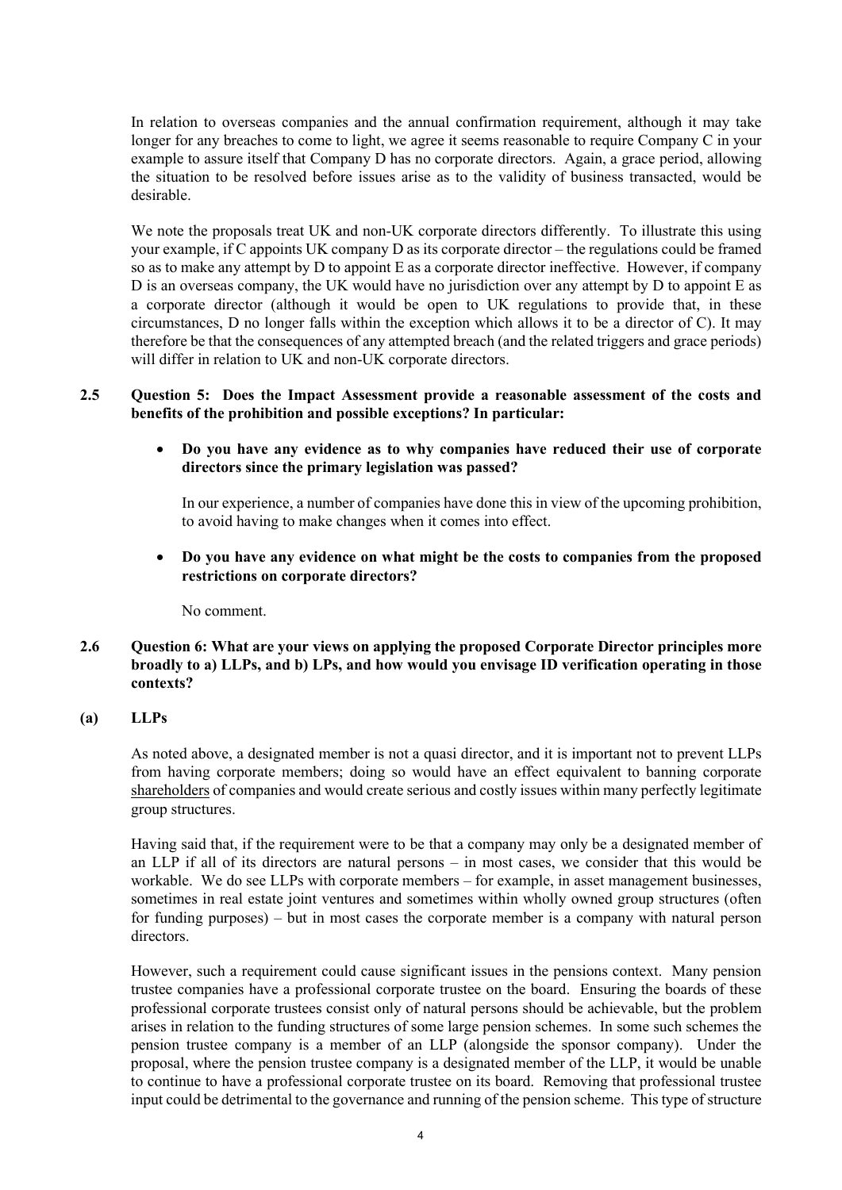In relation to overseas companies and the annual confirmation requirement, although it may take longer for any breaches to come to light, we agree it seems reasonable to require Company C in your example to assure itself that Company D has no corporate directors. Again, a grace period, allowing the situation to be resolved before issues arise as to the validity of business transacted, would be desirable.

We note the proposals treat UK and non-UK corporate directors differently. To illustrate this using your example, if C appoints UK company D as its corporate director – the regulations could be framed so as to make any attempt by D to appoint E as a corporate director ineffective. However, if company D is an overseas company, the UK would have no jurisdiction over any attempt by D to appoint E as a corporate director (although it would be open to UK regulations to provide that, in these circumstances, D no longer falls within the exception which allows it to be a director of C). It may therefore be that the consequences of any attempted breach (and the related triggers and grace periods) will differ in relation to UK and non-UK corporate directors.

### 2.5 Question 5: Does the Impact Assessment provide a reasonable assessment of the costs and benefits of the prohibition and possible exceptions? In particular:

- **Do you have any evidence as to why companies have reduced their use of corporate directors since the primary legislation was passed?**

  In our experience, a number of companies have done this in view of the upcoming prohibition, to avoid having to make changes when it comes into effect.

- **Do you have any evidence on what might be the costs to companies from the proposed restrictions on corporate directors?**

  No comment.

### 2.6 Question 6: What are your views on applying the proposed Corporate Director principles more broadly to a) LLPs, and b) LPs, and how would you envisage ID verification operating in those contexts?

#### (a) LLPs

As noted above, a designated member is not a quasi director, and it is important not to prevent LLPs from having corporate members; doing so would have an effect equivalent to banning corporate shareholders of companies and would create serious and costly issues within many perfectly legitimate group structures.

Having said that, if the requirement were to be that a company may only be a designated member of an LLP if all of its directors are natural persons – in most cases, we consider that this would be workable. We do see LLPs with corporate members – for example, in asset management businesses, sometimes in real estate joint ventures and sometimes within wholly owned group structures (often for funding purposes) – but in most cases the corporate member is a company with natural person directors.

However, such a requirement could cause significant issues in the pensions context. Many pension trustee companies have a professional corporate trustee on the board. Ensuring the boards of these professional corporate trustees consist only of natural persons should be achievable, but the problem arises in relation to the funding structures of some large pension schemes. In some such schemes the pension trustee company is a member of an LLP (alongside the sponsor company). Under the proposal, where the pension trustee company is a designated member of the LLP, it would be unable to continue to have a professional corporate trustee on its board. Removing that professional trustee input could be detrimental to the governance and running of the pension scheme. This type of structure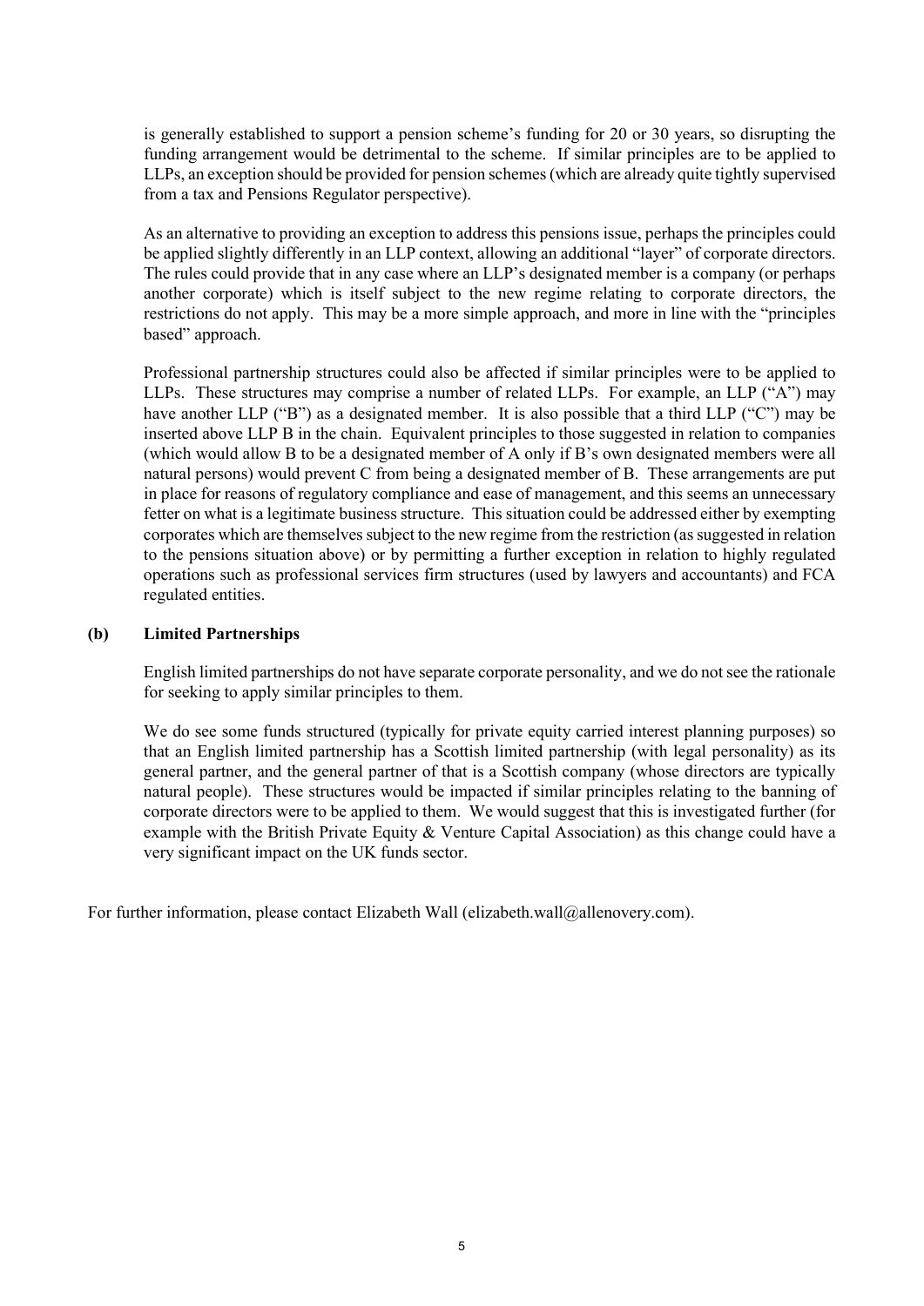is generally established to support a pension scheme's funding for 20 or 30 years, so disrupting the funding arrangement would be detrimental to the scheme. If similar principles are to be applied to LLPs, an exception should be provided for pension schemes (which are already quite tightly supervised from a tax and Pensions Regulator perspective).

As an alternative to providing an exception to address this pensions issue, perhaps the principles could be applied slightly differently in an LLP context, allowing an additional "layer" of corporate directors. The rules could provide that in any case where an LLP's designated member is a company (or perhaps another corporate) which is itself subject to the new regime relating to corporate directors, the restrictions do not apply. This may be a more simple approach, and more in line with the "principles based" approach.

Professional partnership structures could also be affected if similar principles were to be applied to LLPs. These structures may comprise a number of related LLPs. For example, an LLP ("A") may have another LLP ("B") as a designated member. It is also possible that a third LLP ("C") may be inserted above LLP B in the chain. Equivalent principles to those suggested in relation to companies (which would allow B to be a designated member of A only if B's own designated members were all natural persons) would prevent C from being a designated member of B. These arrangements are put in place for reasons of regulatory compliance and ease of management, and this seems an unnecessary fetter on what is a legitimate business structure. This situation could be addressed either by exempting corporates which are themselves subject to the new regime from the restriction (as suggested in relation to the pensions situation above) or by permitting a further exception in relation to highly regulated operations such as professional services firm structures (used by lawyers and accountants) and FCA regulated entities.

**(b) Limited Partnerships**

English limited partnerships do not have separate corporate personality, and we do not see the rationale for seeking to apply similar principles to them.

We do see some funds structured (typically for private equity carried interest planning purposes) so that an English limited partnership has a Scottish limited partnership (with legal personality) as its general partner, and the general partner of that is a Scottish company (whose directors are typically natural people). These structures would be impacted if similar principles relating to the banning of corporate directors were to be applied to them. We would suggest that this is investigated further (for example with the British Private Equity & Venture Capital Association) as this change could have a very significant impact on the UK funds sector.

For further information, please contact Elizabeth Wall (elizabeth.wall@allenovery.com).